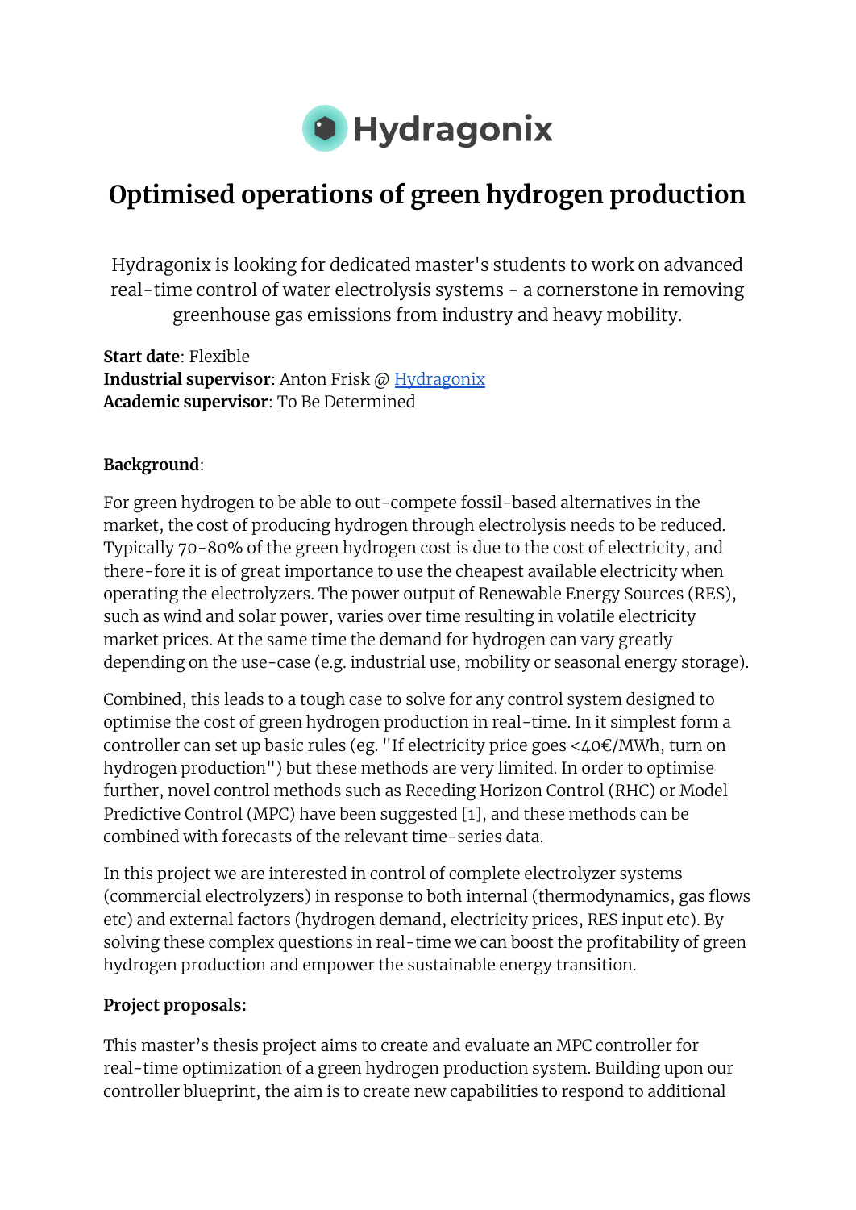Hydragonix

# Optimised operations of green hydrogen production

Hydragonix is looking for dedicated master's students to work on advanced real-time control of water electrolysis systems - a cornerstone in removing greenhouse gas emissions from industry and heavy mobility.

**Start date**: Flexible
**Industrial supervisor**: Anton Frisk @ Hydragonix
**Academic supervisor**: To Be Determined

**Background**:

For green hydrogen to be able to out-compete fossil-based alternatives in the market, the cost of producing hydrogen through electrolysis needs to be reduced. Typically 70-80% of the green hydrogen cost is due to the cost of electricity, and there-fore it is of great importance to use the cheapest available electricity when operating the electrolyzers. The power output of Renewable Energy Sources (RES), such as wind and solar power, varies over time resulting in volatile electricity market prices. At the same time the demand for hydrogen can vary greatly depending on the use-case (e.g. industrial use, mobility or seasonal energy storage).

Combined, this leads to a tough case to solve for any control system designed to optimise the cost of green hydrogen production in real-time. In it simplest form a controller can set up basic rules (eg. "If electricity price goes <40€/MWh, turn on hydrogen production") but these methods are very limited. In order to optimise further, novel control methods such as Receding Horizon Control (RHC) or Model Predictive Control (MPC) have been suggested [1], and these methods can be combined with forecasts of the relevant time-series data.

In this project we are interested in control of complete electrolyzer systems (commercial electrolyzers) in response to both internal (thermodynamics, gas flows etc) and external factors (hydrogen demand, electricity prices, RES input etc). By solving these complex questions in real-time we can boost the profitability of green hydrogen production and empower the sustainable energy transition.

**Project proposals:**

This master's thesis project aims to create and evaluate an MPC controller for real-time optimization of a green hydrogen production system. Building upon our controller blueprint, the aim is to create new capabilities to respond to additional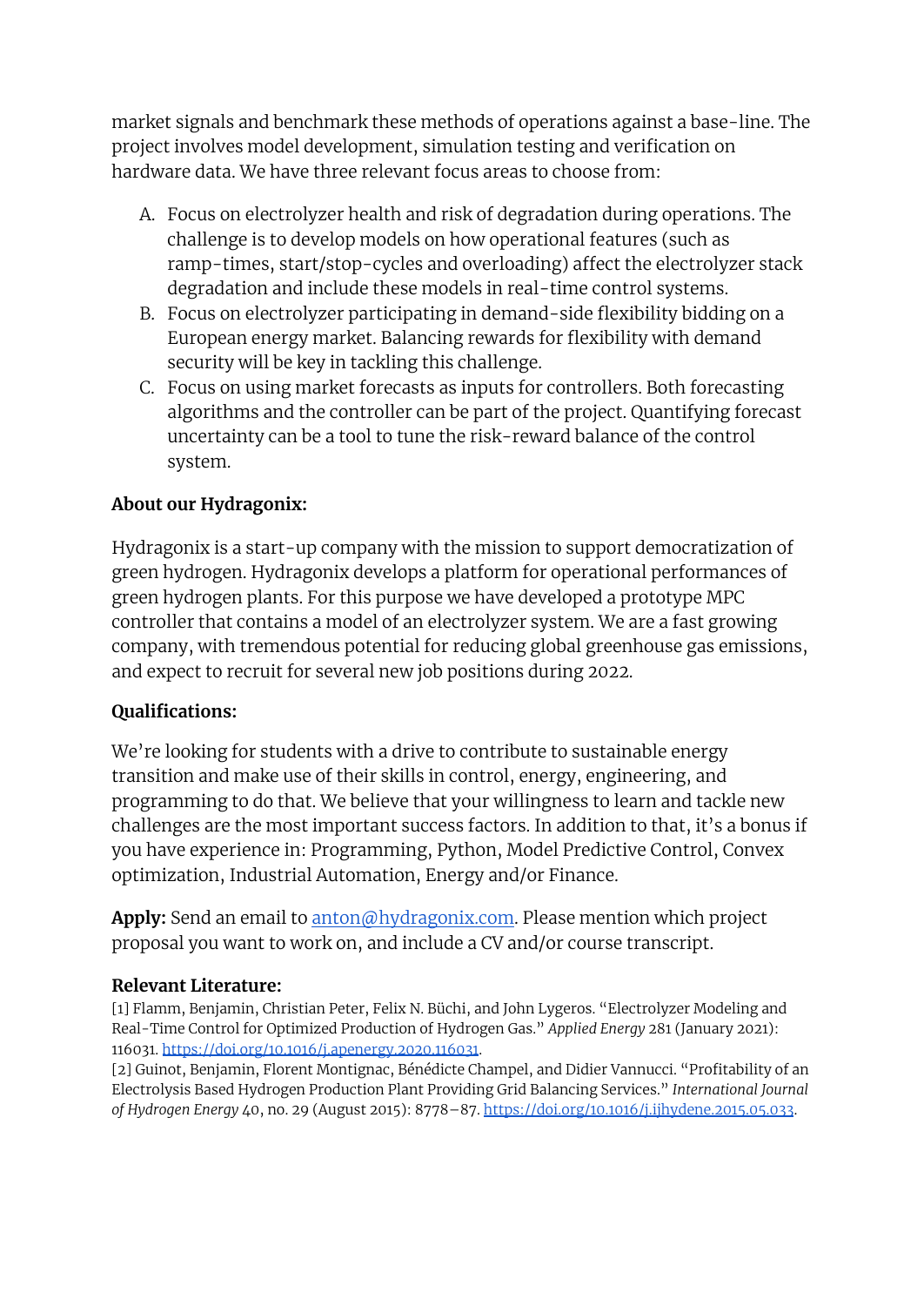market signals and benchmark these methods of operations against a base-line. The project involves model development, simulation testing and verification on hardware data. We have three relevant focus areas to choose from:

A. Focus on electrolyzer health and risk of degradation during operations. The challenge is to develop models on how operational features (such as ramp-times, start/stop-cycles and overloading) affect the electrolyzer stack degradation and include these models in real-time control systems.
B. Focus on electrolyzer participating in demand-side flexibility bidding on a European energy market. Balancing rewards for flexibility with demand security will be key in tackling this challenge.
C. Focus on using market forecasts as inputs for controllers. Both forecasting algorithms and the controller can be part of the project. Quantifying forecast uncertainty can be a tool to tune the risk-reward balance of the control system.

**About our Hydragonix:**

Hydragonix is a start-up company with the mission to support democratization of green hydrogen. Hydragonix develops a platform for operational performances of green hydrogen plants. For this purpose we have developed a prototype MPC controller that contains a model of an electrolyzer system. We are a fast growing company, with tremendous potential for reducing global greenhouse gas emissions, and expect to recruit for several new job positions during 2022.

**Qualifications:**

We're looking for students with a drive to contribute to sustainable energy transition and make use of their skills in control, energy, engineering, and programming to do that. We believe that your willingness to learn and tackle new challenges are the most important success factors. In addition to that, it's a bonus if you have experience in: Programming, Python, Model Predictive Control, Convex optimization, Industrial Automation, Energy and/or Finance.

**Apply:** Send an email to [anton@hydragonix.com](mailto:anton@hydragonix.com). Please mention which project proposal you want to work on, and include a CV and/or course transcript.

**Relevant Literature:**

[1] Flamm, Benjamin, Christian Peter, Felix N. Büchi, and John Lygeros. "Electrolyzer Modeling and Real-Time Control for Optimized Production of Hydrogen Gas." *Applied Energy* 281 (January 2021): 116031. https://doi.org/10.1016/j.apenergy.2020.116031.

[2] Guinot, Benjamin, Florent Montignac, Bénédicte Champel, and Didier Vannucci. "Profitability of an Electrolysis Based Hydrogen Production Plant Providing Grid Balancing Services." *International Journal of Hydrogen Energy* 40, no. 29 (August 2015): 8778–87. https://doi.org/10.1016/j.ijhydene.2015.05.033.